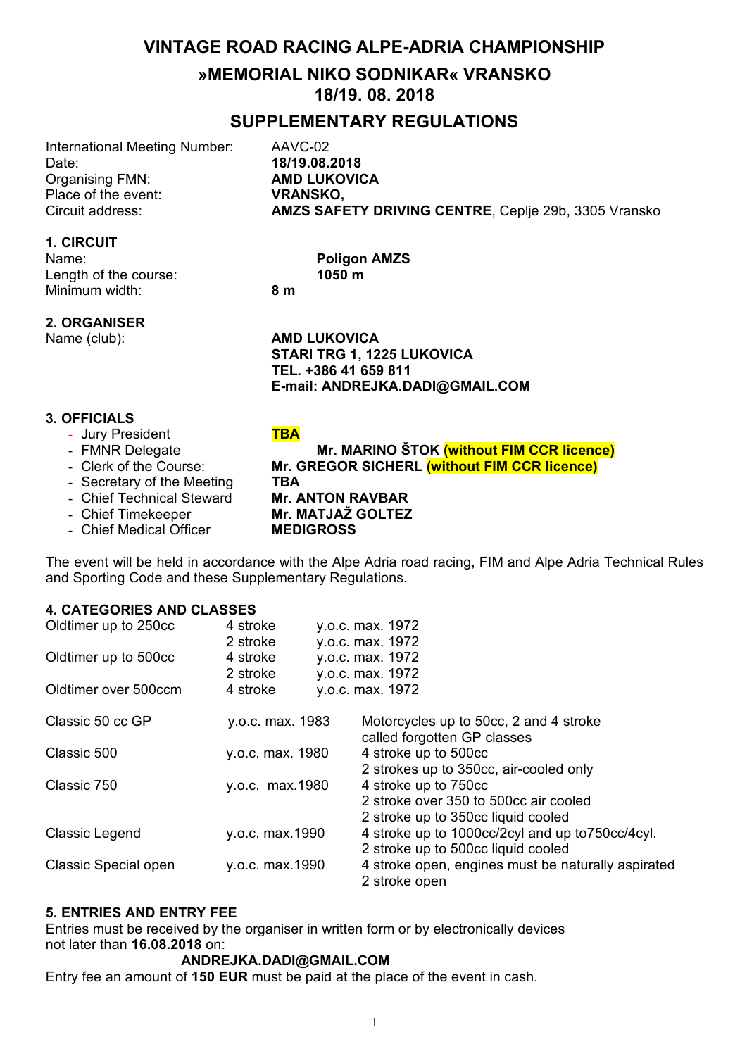# VINTAGE ROAD RACING ALPE-ADRIA CHAMPIONSHIP

## »MEMORIAL NIKO SODNIKAR« VRANSKO
## 18/19. 08. 2018

## SUPPLEMENTARY REGULATIONS

International Meeting Number: AAVC-02
Date: **18/19.08.2018**
Organising FMN: **AMD LUKOVICA**
Place of the event: **VRANSKO,**
Circuit address: **AMZS SAFETY DRIVING CENTRE**, Ceplje 29b, 3305 Vransko

### 1. CIRCUIT

Name: **Poligon AMZS**
Length of the course: **1050 m**
Minimum width: **8 m**

### 2. ORGANISER

Name (club): **AMD LUKOVICA**
**STARI TRG 1, 1225 LUKOVICA**
**TEL. +386 41 659 811**
**E-mail: ANDREJKA.DADI@GMAIL.COM**

### 3. OFFICIALS

- Jury President **TBA**
- FMNR Delegate **Mr. MARINO ŠTOK (without FIM CCR licence)**
- Clerk of the Course: **Mr. GREGOR SICHERL (without FIM CCR licence)**
- Secretary of the Meeting **TBA**
- Chief Technical Steward **Mr. ANTON RAVBAR**
- Chief Timekeeper **Mr. MATJAŽ GOLTEZ**
- Chief Medical Officer **MEDIGROSS**

The event will be held in accordance with the Alpe Adria road racing, FIM and Alpe Adria Technical Rules and Sporting Code and these Supplementary Regulations.

### 4. CATEGORIES AND CLASSES

| Class | Stroke | Year |
|---|---|---|
| Oldtimer up to 250cc | 4 stroke | y.o.c. max. 1972 |
| | 2 stroke | y.o.c. max. 1972 |
| Oldtimer up to 500cc | 4 stroke | y.o.c. max. 1972 |
| | 2 stroke | y.o.c. max. 1972 |
| Oldtimer over 500ccm | 4 stroke | y.o.c. max. 1972 |

| Class | Year | Description |
|---|---|---|
| Classic 50 cc GP | y.o.c. max. 1983 | Motorcycles up to 50cc, 2 and 4 stroke called forgotten GP classes |
| Classic 500 | y.o.c. max. 1980 | 4 stroke up to 500cc<br>2 strokes up to 350cc, air-cooled only |
| Classic 750 | y.o.c. max.1980 | 4 stroke up to 750cc<br>2 stroke over 350 to 500cc air cooled<br>2 stroke up to 350cc liquid cooled |
| Classic Legend | y.o.c. max.1990 | 4 stroke up to 1000cc/2cyl and up to750cc/4cyl.<br>2 stroke up to 500cc liquid cooled |
| Classic Special open | y.o.c. max.1990 | 4 stroke open, engines must be naturally aspirated<br>2 stroke open |

### 5. ENTRIES AND ENTRY FEE

Entries must be received by the organiser in written form or by electronically devices not later than **16.08.2018** on:

**ANDREJKA.DADI@GMAIL.COM**

Entry fee an amount of **150 EUR** must be paid at the place of the event in cash.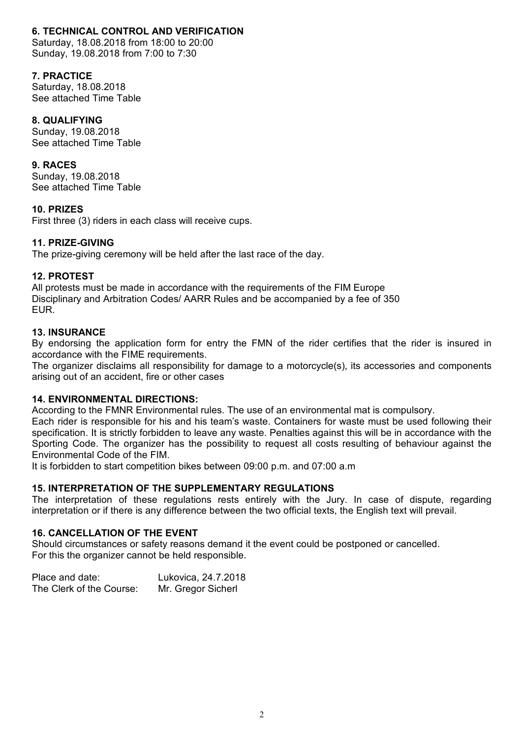### 6. TECHNICAL CONTROL AND VERIFICATION

Saturday, 18.08.2018 from 18:00 to 20:00
Sunday, 19.08.2018 from 7:00 to 7:30

### 7. PRACTICE

Saturday, 18.08.2018
See attached Time Table

### 8. QUALIFYING

Sunday, 19.08.2018
See attached Time Table

### 9. RACES

Sunday, 19.08.2018
See attached Time Table

### 10. PRIZES

First three (3) riders in each class will receive cups.

### 11. PRIZE-GIVING

The prize-giving ceremony will be held after the last race of the day.

### 12. PROTEST

All protests must be made in accordance with the requirements of the FIM Europe Disciplinary and Arbitration Codes/ AARR Rules and be accompanied by a fee of 350 EUR.

### 13. INSURANCE

By endorsing the application form for entry the FMN of the rider certifies that the rider is insured in accordance with the FIME requirements.

The organizer disclaims all responsibility for damage to a motorcycle(s), its accessories and components arising out of an accident, fire or other cases

### 14. ENVIRONMENTAL DIRECTIONS:

According to the FMNR Environmental rules. The use of an environmental mat is compulsory.

Each rider is responsible for his and his team's waste. Containers for waste must be used following their specification. It is strictly forbidden to leave any waste. Penalties against this will be in accordance with the Sporting Code. The organizer has the possibility to request all costs resulting of behaviour against the Environmental Code of the FIM.

It is forbidden to start competition bikes between 09:00 p.m. and 07:00 a.m

### 15. INTERPRETATION OF THE SUPPLEMENTARY REGULATIONS

The interpretation of these regulations rests entirely with the Jury. In case of dispute, regarding interpretation or if there is any difference between the two official texts, the English text will prevail.

### 16. CANCELLATION OF THE EVENT

Should circumstances or safety reasons demand it the event could be postponed or cancelled.
For this the organizer cannot be held responsible.

Place and date: Lukovica, 24.7.2018
The Clerk of the Course: Mr. Gregor Sicherl